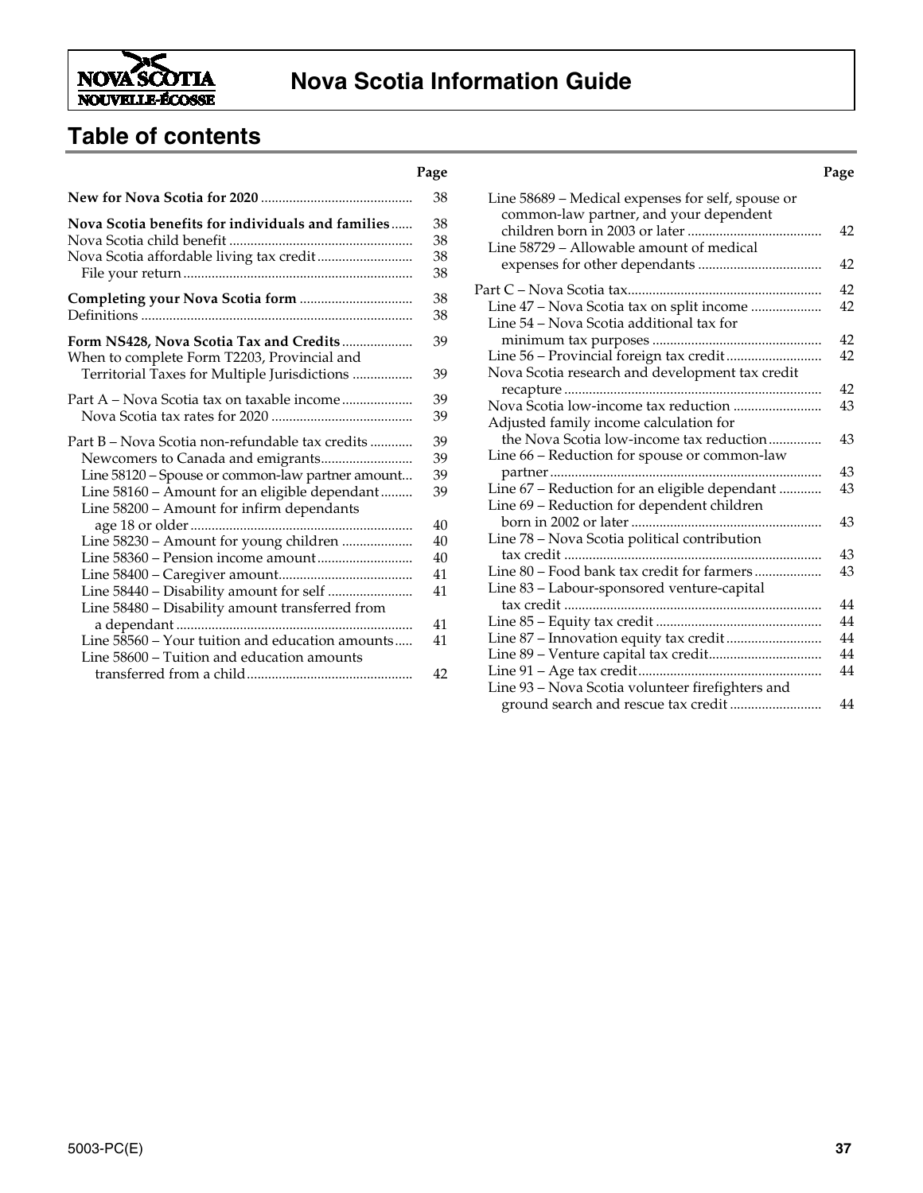# Nova Scotia Information Guide

## Table of contents

| | Page |
|---|---|
| **New for Nova Scotia for 2020** | 38 |
| **Nova Scotia benefits for individuals and families** | 38 |
| Nova Scotia child benefit | 38 |
| Nova Scotia affordable living tax credit | 38 |
| File your return | 38 |
| **Completing your Nova Scotia form** | 38 |
| Definitions | 38 |
| **Form NS428, Nova Scotia Tax and Credits** | 39 |
| When to complete Form T2203, Provincial and Territorial Taxes for Multiple Jurisdictions | 39 |
| Part A – Nova Scotia tax on taxable income | 39 |
| Nova Scotia tax rates for 2020 | 39 |
| Part B – Nova Scotia non-refundable tax credits | 39 |
| Newcomers to Canada and emigrants | 39 |
| Line 58120 – Spouse or common-law partner amount | 39 |
| Line 58160 – Amount for an eligible dependant | 39 |
| Line 58200 – Amount for infirm dependants age 18 or older | 40 |
| Line 58230 – Amount for young children | 40 |
| Line 58360 – Pension income amount | 40 |
| Line 58400 – Caregiver amount | 41 |
| Line 58440 – Disability amount for self | 41 |
| Line 58480 – Disability amount transferred from a dependant | 41 |
| Line 58560 – Your tuition and education amounts | 41 |
| Line 58600 – Tuition and education amounts transferred from a child | 42 |
| Line 58689 – Medical expenses for self, spouse or common-law partner, and your dependent children born in 2003 or later | 42 |
| Line 58729 – Allowable amount of medical expenses for other dependants | 42 |
| Part C – Nova Scotia tax | 42 |
| Line 47 – Nova Scotia tax on split income | 42 |
| Line 54 – Nova Scotia additional tax for minimum tax purposes | 42 |
| Line 56 – Provincial foreign tax credit | 42 |
| Nova Scotia research and development tax credit recapture | 42 |
| Nova Scotia low-income tax reduction | 43 |
| Adjusted family income calculation for the Nova Scotia low-income tax reduction | 43 |
| Line 66 – Reduction for spouse or common-law partner | 43 |
| Line 67 – Reduction for an eligible dependant | 43 |
| Line 69 – Reduction for dependent children born in 2002 or later | 43 |
| Line 78 – Nova Scotia political contribution tax credit | 43 |
| Line 80 – Food bank tax credit for farmers | 43 |
| Line 83 – Labour-sponsored venture-capital tax credit | 44 |
| Line 85 – Equity tax credit | 44 |
| Line 87 – Innovation equity tax credit | 44 |
| Line 89 – Venture capital tax credit | 44 |
| Line 91 – Age tax credit | 44 |
| Line 93 – Nova Scotia volunteer firefighters and ground search and rescue tax credit | 44 |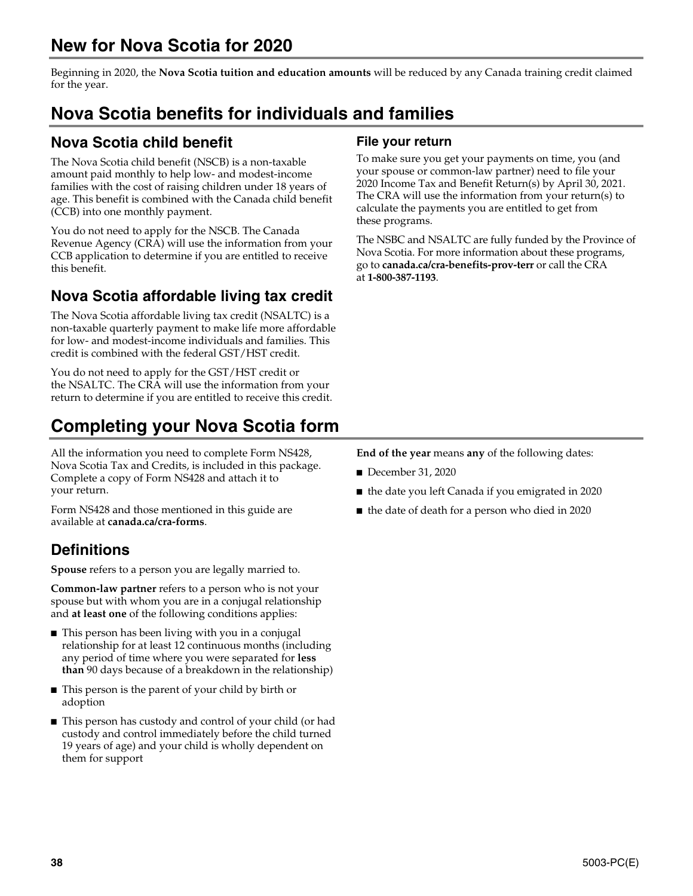## New for Nova Scotia for 2020

Beginning in 2020, the **Nova Scotia tuition and education amounts** will be reduced by any Canada training credit claimed for the year.

## Nova Scotia benefits for individuals and families

### Nova Scotia child benefit

The Nova Scotia child benefit (NSCB) is a non-taxable amount paid monthly to help low- and modest-income families with the cost of raising children under 18 years of age. This benefit is combined with the Canada child benefit (CCB) into one monthly payment.

You do not need to apply for the NSCB. The Canada Revenue Agency (CRA) will use the information from your CCB application to determine if you are entitled to receive this benefit.

### Nova Scotia affordable living tax credit

The Nova Scotia affordable living tax credit (NSALTC) is a non-taxable quarterly payment to make life more affordable for low- and modest-income individuals and families. This credit is combined with the federal GST/HST credit.

You do not need to apply for the GST/HST credit or the NSALTC. The CRA will use the information from your return to determine if you are entitled to receive this credit.

#### File your return

To make sure you get your payments on time, you (and your spouse or common-law partner) need to file your 2020 Income Tax and Benefit Return(s) by April 30, 2021. The CRA will use the information from your return(s) to calculate the payments you are entitled to get from these programs.

The NSBC and NSALTC are fully funded by the Province of Nova Scotia. For more information about these programs, go to **canada.ca/cra-benefits-prov-terr** or call the CRA at **1-800-387-1193**.

## Completing your Nova Scotia form

All the information you need to complete Form NS428, Nova Scotia Tax and Credits, is included in this package. Complete a copy of Form NS428 and attach it to your return.

Form NS428 and those mentioned in this guide are available at **canada.ca/cra-forms**.

### Definitions

**Spouse** refers to a person you are legally married to.

**Common-law partner** refers to a person who is not your spouse but with whom you are in a conjugal relationship and **at least one** of the following conditions applies:

- This person has been living with you in a conjugal relationship for at least 12 continuous months (including any period of time where you were separated for **less than** 90 days because of a breakdown in the relationship)
- This person is the parent of your child by birth or adoption
- This person has custody and control of your child (or had custody and control immediately before the child turned 19 years of age) and your child is wholly dependent on them for support

**End of the year** means **any** of the following dates:

- December 31, 2020
- the date you left Canada if you emigrated in 2020
- the date of death for a person who died in 2020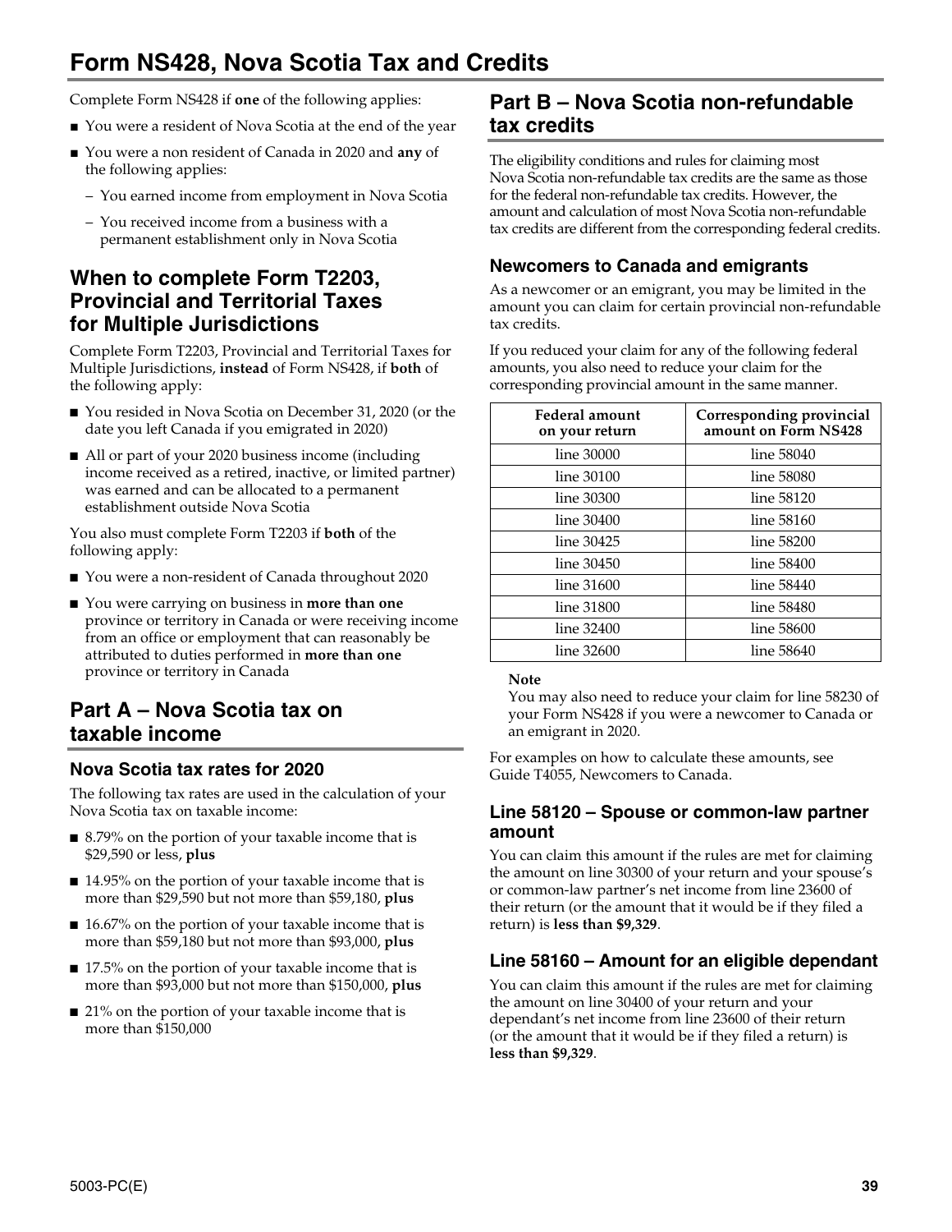# Form NS428, Nova Scotia Tax and Credits

Complete Form NS428 if **one** of the following applies:

- You were a resident of Nova Scotia at the end of the year
- You were a non resident of Canada in 2020 and **any** of the following applies:
  - You earned income from employment in Nova Scotia
  - You received income from a business with a permanent establishment only in Nova Scotia

## When to complete Form T2203, Provincial and Territorial Taxes for Multiple Jurisdictions

Complete Form T2203, Provincial and Territorial Taxes for Multiple Jurisdictions, **instead** of Form NS428, if **both** of the following apply:

- You resided in Nova Scotia on December 31, 2020 (or the date you left Canada if you emigrated in 2020)
- All or part of your 2020 business income (including income received as a retired, inactive, or limited partner) was earned and can be allocated to a permanent establishment outside Nova Scotia

You also must complete Form T2203 if **both** of the following apply:

- You were a non-resident of Canada throughout 2020
- You were carrying on business in **more than one** province or territory in Canada or were receiving income from an office or employment that can reasonably be attributed to duties performed in **more than one** province or territory in Canada

## Part A – Nova Scotia tax on taxable income

### Nova Scotia tax rates for 2020

The following tax rates are used in the calculation of your Nova Scotia tax on taxable income:

- 8.79% on the portion of your taxable income that is $29,590 or less, **plus**
- 14.95% on the portion of your taxable income that is more than $29,590 but not more than $59,180, **plus**
- 16.67% on the portion of your taxable income that is more than $59,180 but not more than $93,000, **plus**
- 17.5% on the portion of your taxable income that is more than $93,000 but not more than $150,000, **plus**
- 21% on the portion of your taxable income that is more than $150,000

## Part B – Nova Scotia non-refundable tax credits

The eligibility conditions and rules for claiming most Nova Scotia non-refundable tax credits are the same as those for the federal non-refundable tax credits. However, the amount and calculation of most Nova Scotia non-refundable tax credits are different from the corresponding federal credits.

### Newcomers to Canada and emigrants

As a newcomer or an emigrant, you may be limited in the amount you can claim for certain provincial non-refundable tax credits.

If you reduced your claim for any of the following federal amounts, you also need to reduce your claim for the corresponding provincial amount in the same manner.

| Federal amount on your return | Corresponding provincial amount on Form NS428 |
|---|---|
| line 30000 | line 58040 |
| line 30100 | line 58080 |
| line 30300 | line 58120 |
| line 30400 | line 58160 |
| line 30425 | line 58200 |
| line 30450 | line 58400 |
| line 31600 | line 58440 |
| line 31800 | line 58480 |
| line 32400 | line 58600 |
| line 32600 | line 58640 |

**Note**

You may also need to reduce your claim for line 58230 of your Form NS428 if you were a newcomer to Canada or an emigrant in 2020.

For examples on how to calculate these amounts, see Guide T4055, Newcomers to Canada.

### Line 58120 – Spouse or common-law partner amount

You can claim this amount if the rules are met for claiming the amount on line 30300 of your return and your spouse's or common-law partner's net income from line 23600 of their return (or the amount that it would be if they filed a return) is **less than $9,329**.

### Line 58160 – Amount for an eligible dependant

You can claim this amount if the rules are met for claiming the amount on line 30400 of your return and your dependant's net income from line 23600 of their return (or the amount that it would be if they filed a return) is **less than $9,329**.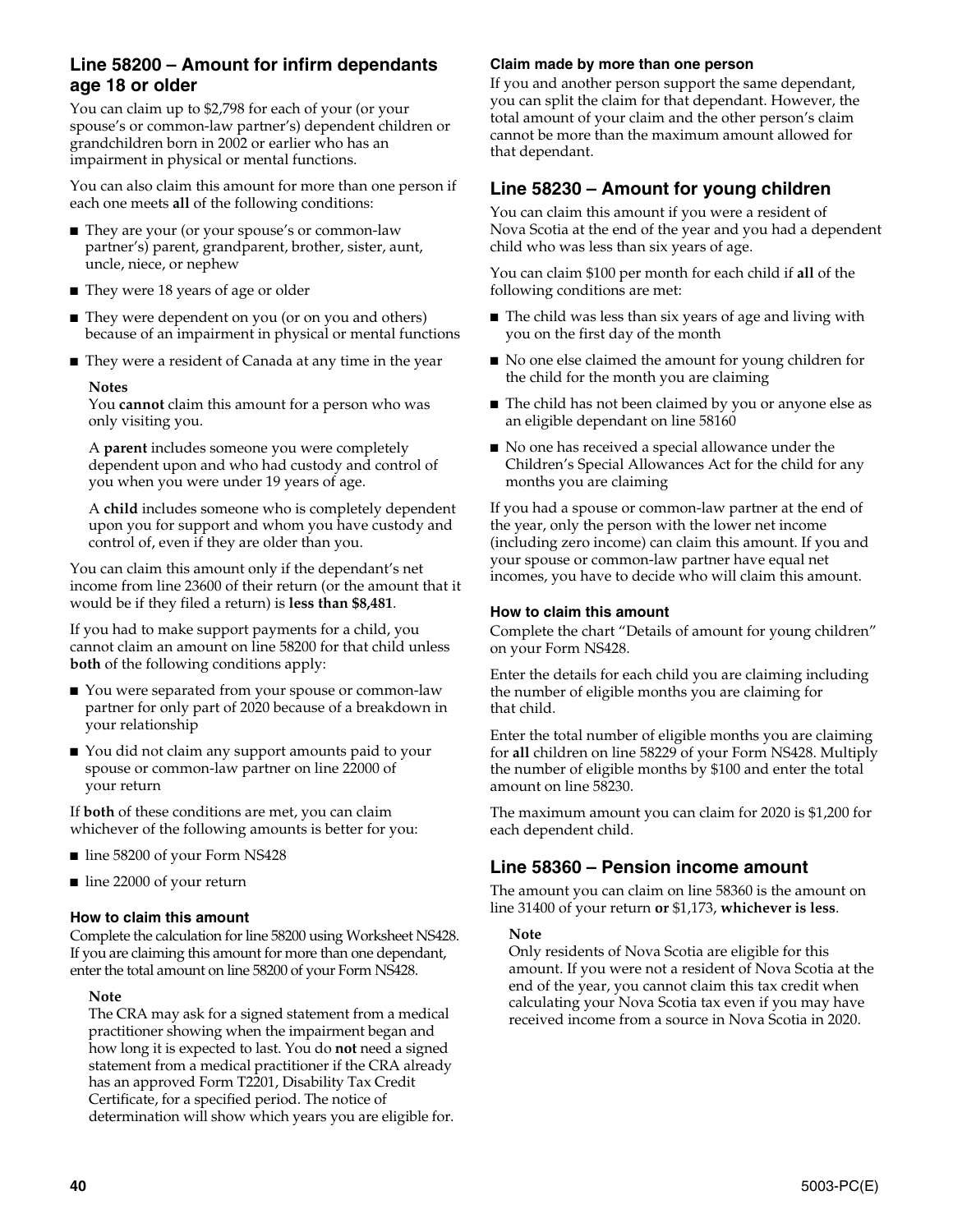## Line 58200 – Amount for infirm dependants age 18 or older

You can claim up to $2,798 for each of your (or your spouse's or common-law partner's) dependent children or grandchildren born in 2002 or earlier who has an impairment in physical or mental functions.

You can also claim this amount for more than one person if each one meets **all** of the following conditions:

- They are your (or your spouse's or common-law partner's) parent, grandparent, brother, sister, aunt, uncle, niece, or nephew
- They were 18 years of age or older
- They were dependent on you (or on you and others) because of an impairment in physical or mental functions
- They were a resident of Canada at any time in the year

**Notes**
You **cannot** claim this amount for a person who was only visiting you.

A **parent** includes someone you were completely dependent upon and who had custody and control of you when you were under 19 years of age.

A **child** includes someone who is completely dependent upon you for support and whom you have custody and control of, even if they are older than you.

You can claim this amount only if the dependant's net income from line 23600 of their return (or the amount that it would be if they filed a return) is **less than $8,481**.

If you had to make support payments for a child, you cannot claim an amount on line 58200 for that child unless **both** of the following conditions apply:

- You were separated from your spouse or common-law partner for only part of 2020 because of a breakdown in your relationship
- You did not claim any support amounts paid to your spouse or common-law partner on line 22000 of your return

If **both** of these conditions are met, you can claim whichever of the following amounts is better for you:

- line 58200 of your Form NS428
- line 22000 of your return

### How to claim this amount

Complete the calculation for line 58200 using Worksheet NS428. If you are claiming this amount for more than one dependant, enter the total amount on line 58200 of your Form NS428.

**Note**
The CRA may ask for a signed statement from a medical practitioner showing when the impairment began and how long it is expected to last. You do **not** need a signed statement from a medical practitioner if the CRA already has an approved Form T2201, Disability Tax Credit Certificate, for a specified period. The notice of determination will show which years you are eligible for.

### Claim made by more than one person

If you and another person support the same dependant, you can split the claim for that dependant. However, the total amount of your claim and the other person's claim cannot be more than the maximum amount allowed for that dependant.

## Line 58230 – Amount for young children

You can claim this amount if you were a resident of Nova Scotia at the end of the year and you had a dependent child who was less than six years of age.

You can claim $100 per month for each child if **all** of the following conditions are met:

- The child was less than six years of age and living with you on the first day of the month
- No one else claimed the amount for young children for the child for the month you are claiming
- The child has not been claimed by you or anyone else as an eligible dependant on line 58160
- No one has received a special allowance under the Children's Special Allowances Act for the child for any months you are claiming

If you had a spouse or common-law partner at the end of the year, only the person with the lower net income (including zero income) can claim this amount. If you and your spouse or common-law partner have equal net incomes, you have to decide who will claim this amount.

### How to claim this amount

Complete the chart "Details of amount for young children" on your Form NS428.

Enter the details for each child you are claiming including the number of eligible months you are claiming for that child.

Enter the total number of eligible months you are claiming for **all** children on line 58229 of your Form NS428. Multiply the number of eligible months by $100 and enter the total amount on line 58230.

The maximum amount you can claim for 2020 is $1,200 for each dependent child.

## Line 58360 – Pension income amount

The amount you can claim on line 58360 is the amount on line 31400 of your return **or** $1,173, **whichever is less**.

**Note**
Only residents of Nova Scotia are eligible for this amount. If you were not a resident of Nova Scotia at the end of the year, you cannot claim this tax credit when calculating your Nova Scotia tax even if you may have received income from a source in Nova Scotia in 2020.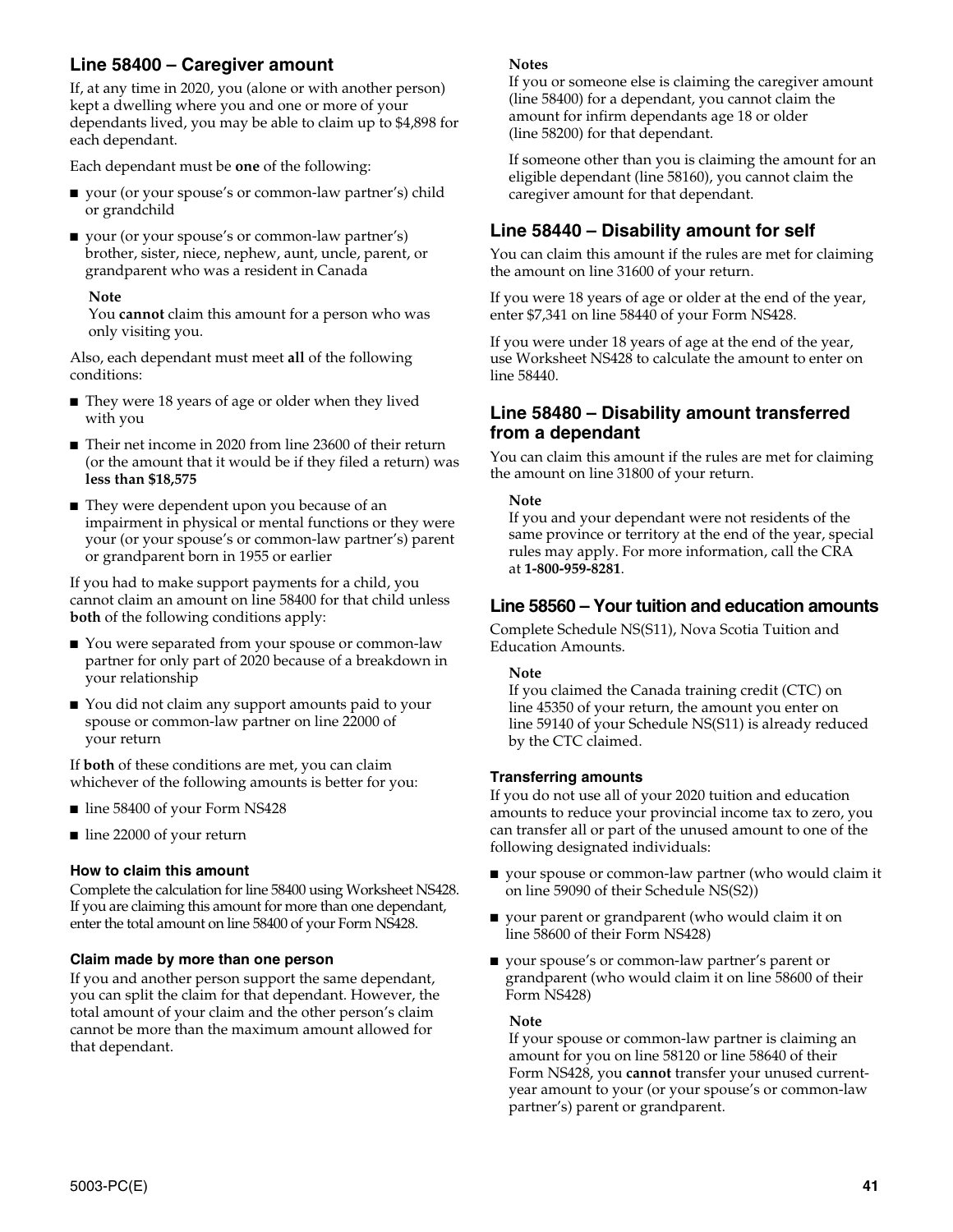## Line 58400 – Caregiver amount

If, at any time in 2020, you (alone or with another person) kept a dwelling where you and one or more of your dependants lived, you may be able to claim up to $4,898 for each dependant.

Each dependant must be **one** of the following:

- your (or your spouse's or common-law partner's) child or grandchild
- your (or your spouse's or common-law partner's) brother, sister, niece, nephew, aunt, uncle, parent, or grandparent who was a resident in Canada

**Note**
You **cannot** claim this amount for a person who was only visiting you.

Also, each dependant must meet **all** of the following conditions:

- They were 18 years of age or older when they lived with you
- Their net income in 2020 from line 23600 of their return (or the amount that it would be if they filed a return) was **less than $18,575**
- They were dependent upon you because of an impairment in physical or mental functions or they were your (or your spouse's or common-law partner's) parent or grandparent born in 1955 or earlier

If you had to make support payments for a child, you cannot claim an amount on line 58400 for that child unless **both** of the following conditions apply:

- You were separated from your spouse or common-law partner for only part of 2020 because of a breakdown in your relationship
- You did not claim any support amounts paid to your spouse or common-law partner on line 22000 of your return

If **both** of these conditions are met, you can claim whichever of the following amounts is better for you:

- line 58400 of your Form NS428
- line 22000 of your return

### How to claim this amount

Complete the calculation for line 58400 using Worksheet NS428. If you are claiming this amount for more than one dependant, enter the total amount on line 58400 of your Form NS428.

### Claim made by more than one person

If you and another person support the same dependant, you can split the claim for that dependant. However, the total amount of your claim and the other person's claim cannot be more than the maximum amount allowed for that dependant.

**Notes**
If you or someone else is claiming the caregiver amount (line 58400) for a dependant, you cannot claim the amount for infirm dependants age 18 or older (line 58200) for that dependant.

If someone other than you is claiming the amount for an eligible dependant (line 58160), you cannot claim the caregiver amount for that dependant.

## Line 58440 – Disability amount for self

You can claim this amount if the rules are met for claiming the amount on line 31600 of your return.

If you were 18 years of age or older at the end of the year, enter $7,341 on line 58440 of your Form NS428.

If you were under 18 years of age at the end of the year, use Worksheet NS428 to calculate the amount to enter on line 58440.

## Line 58480 – Disability amount transferred from a dependant

You can claim this amount if the rules are met for claiming the amount on line 31800 of your return.

**Note**
If you and your dependant were not residents of the same province or territory at the end of the year, special rules may apply. For more information, call the CRA at **1-800-959-8281**.

## Line 58560 – Your tuition and education amounts

Complete Schedule NS(S11), Nova Scotia Tuition and Education Amounts.

**Note**
If you claimed the Canada training credit (CTC) on line 45350 of your return, the amount you enter on line 59140 of your Schedule NS(S11) is already reduced by the CTC claimed.

### Transferring amounts

If you do not use all of your 2020 tuition and education amounts to reduce your provincial income tax to zero, you can transfer all or part of the unused amount to one of the following designated individuals:

- your spouse or common-law partner (who would claim it on line 59090 of their Schedule NS(S2))
- your parent or grandparent (who would claim it on line 58600 of their Form NS428)
- your spouse's or common-law partner's parent or grandparent (who would claim it on line 58600 of their Form NS428)

**Note**
If your spouse or common-law partner is claiming an amount for you on line 58120 or line 58640 of their Form NS428, you **cannot** transfer your unused current-year amount to your (or your spouse's or common-law partner's) parent or grandparent.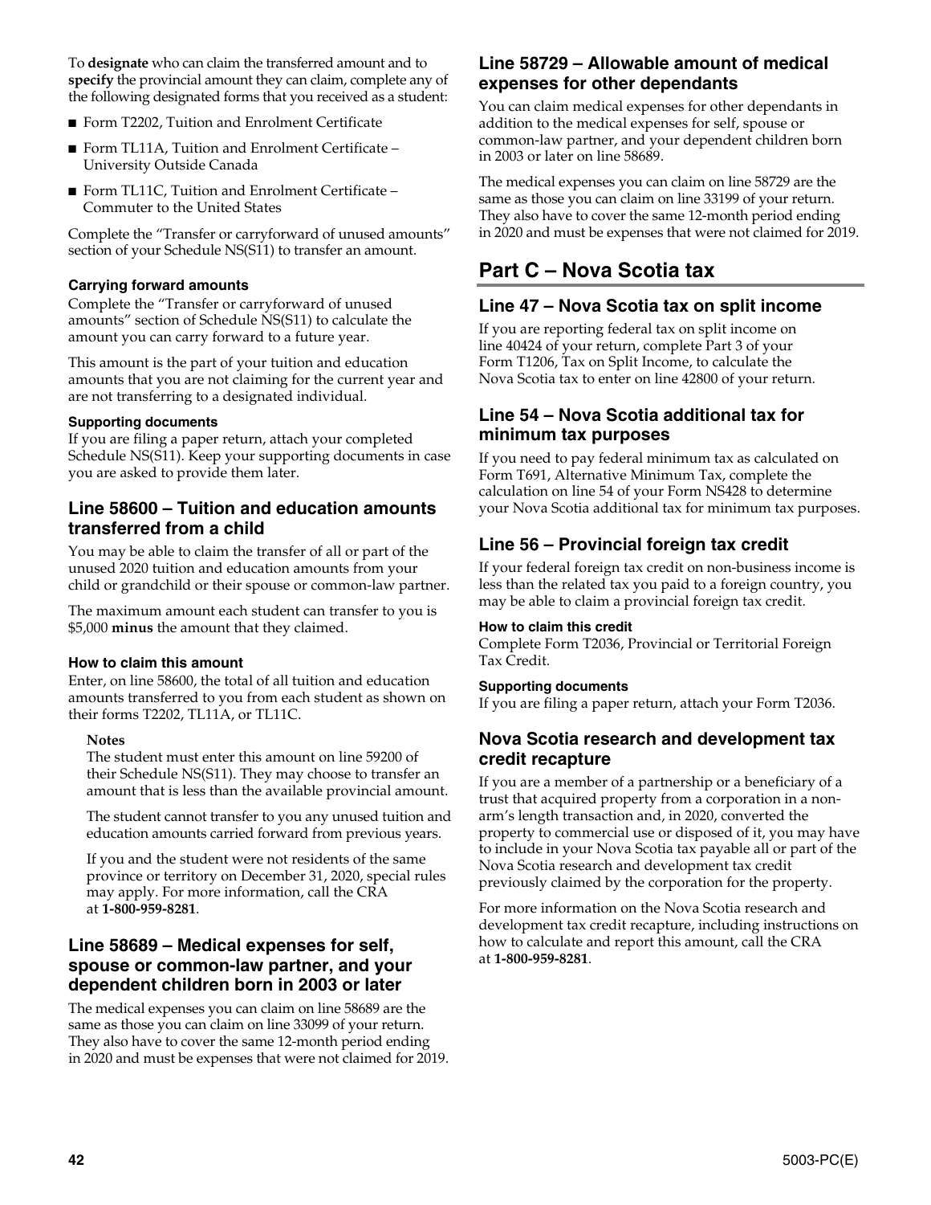To **designate** who can claim the transferred amount and to **specify** the provincial amount they can claim, complete any of the following designated forms that you received as a student:

- Form T2202, Tuition and Enrolment Certificate
- Form TL11A, Tuition and Enrolment Certificate – University Outside Canada
- Form TL11C, Tuition and Enrolment Certificate – Commuter to the United States

Complete the "Transfer or carryforward of unused amounts" section of your Schedule NS(S11) to transfer an amount.

#### Carrying forward amounts

Complete the "Transfer or carryforward of unused amounts" section of Schedule NS(S11) to calculate the amount you can carry forward to a future year.

This amount is the part of your tuition and education amounts that you are not claiming for the current year and are not transferring to a designated individual.

#### Supporting documents

If you are filing a paper return, attach your completed Schedule NS(S11). Keep your supporting documents in case you are asked to provide them later.

### Line 58600 – Tuition and education amounts transferred from a child

You may be able to claim the transfer of all or part of the unused 2020 tuition and education amounts from your child or grandchild or their spouse or common-law partner.

The maximum amount each student can transfer to you is $5,000 **minus** the amount that they claimed.

#### How to claim this amount

Enter, on line 58600, the total of all tuition and education amounts transferred to you from each student as shown on their forms T2202, TL11A, or TL11C.

> **Notes**
>
> The student must enter this amount on line 59200 of their Schedule NS(S11). They may choose to transfer an amount that is less than the available provincial amount.
>
> The student cannot transfer to you any unused tuition and education amounts carried forward from previous years.
>
> If you and the student were not residents of the same province or territory on December 31, 2020, special rules may apply. For more information, call the CRA at **1-800-959-8281**.

### Line 58689 – Medical expenses for self, spouse or common-law partner, and your dependent children born in 2003 or later

The medical expenses you can claim on line 58689 are the same as those you can claim on line 33099 of your return. They also have to cover the same 12-month period ending in 2020 and must be expenses that were not claimed for 2019.

### Line 58729 – Allowable amount of medical expenses for other dependants

You can claim medical expenses for other dependants in addition to the medical expenses for self, spouse or common-law partner, and your dependent children born in 2003 or later on line 58689.

The medical expenses you can claim on line 58729 are the same as those you can claim on line 33199 of your return. They also have to cover the same 12-month period ending in 2020 and must be expenses that were not claimed for 2019.

## Part C – Nova Scotia tax

### Line 47 – Nova Scotia tax on split income

If you are reporting federal tax on split income on line 40424 of your return, complete Part 3 of your Form T1206, Tax on Split Income, to calculate the Nova Scotia tax to enter on line 42800 of your return.

### Line 54 – Nova Scotia additional tax for minimum tax purposes

If you need to pay federal minimum tax as calculated on Form T691, Alternative Minimum Tax, complete the calculation on line 54 of your Form NS428 to determine your Nova Scotia additional tax for minimum tax purposes.

### Line 56 – Provincial foreign tax credit

If your federal foreign tax credit on non-business income is less than the related tax you paid to a foreign country, you may be able to claim a provincial foreign tax credit.

#### How to claim this credit

Complete Form T2036, Provincial or Territorial Foreign Tax Credit.

#### Supporting documents

If you are filing a paper return, attach your Form T2036.

### Nova Scotia research and development tax credit recapture

If you are a member of a partnership or a beneficiary of a trust that acquired property from a corporation in a non-arm's length transaction and, in 2020, converted the property to commercial use or disposed of it, you may have to include in your Nova Scotia tax payable all or part of the Nova Scotia research and development tax credit previously claimed by the corporation for the property.

For more information on the Nova Scotia research and development tax credit recapture, including instructions on how to calculate and report this amount, call the CRA at **1-800-959-8281**.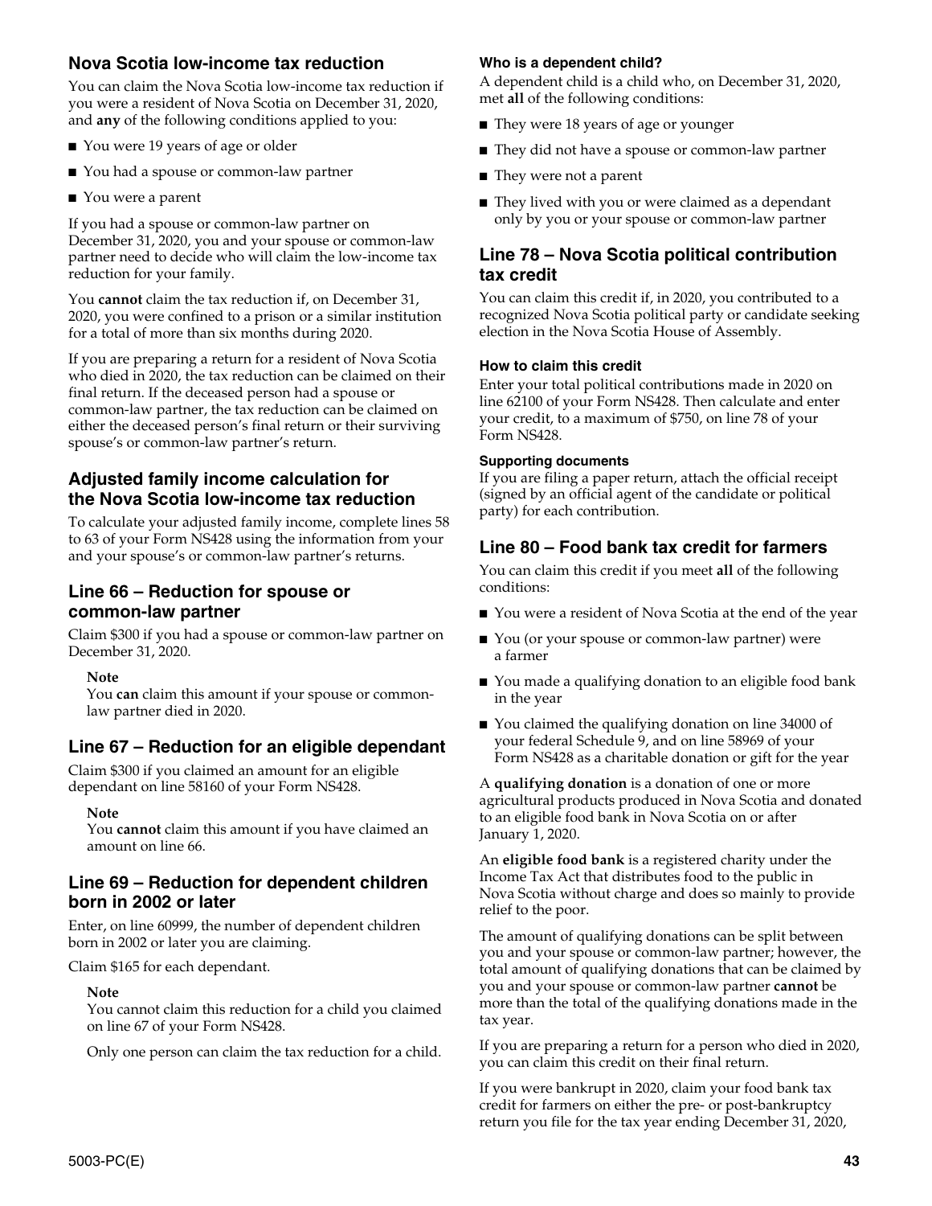## Nova Scotia low-income tax reduction

You can claim the Nova Scotia low-income tax reduction if you were a resident of Nova Scotia on December 31, 2020, and **any** of the following conditions applied to you:

- You were 19 years of age or older
- You had a spouse or common-law partner
- You were a parent

If you had a spouse or common-law partner on December 31, 2020, you and your spouse or common-law partner need to decide who will claim the low-income tax reduction for your family.

You **cannot** claim the tax reduction if, on December 31, 2020, you were confined to a prison or a similar institution for a total of more than six months during 2020.

If you are preparing a return for a resident of Nova Scotia who died in 2020, the tax reduction can be claimed on their final return. If the deceased person had a spouse or common-law partner, the tax reduction can be claimed on either the deceased person's final return or their surviving spouse's or common-law partner's return.

## Adjusted family income calculation for the Nova Scotia low-income tax reduction

To calculate your adjusted family income, complete lines 58 to 63 of your Form NS428 using the information from your and your spouse's or common-law partner's returns.

## Line 66 – Reduction for spouse or common-law partner

Claim $300 if you had a spouse or common-law partner on December 31, 2020.

**Note**
You **can** claim this amount if your spouse or common-law partner died in 2020.

## Line 67 – Reduction for an eligible dependant

Claim $300 if you claimed an amount for an eligible dependant on line 58160 of your Form NS428.

**Note**
You **cannot** claim this amount if you have claimed an amount on line 66.

## Line 69 – Reduction for dependent children born in 2002 or later

Enter, on line 60999, the number of dependent children born in 2002 or later you are claiming.

Claim $165 for each dependant.

**Note**
You cannot claim this reduction for a child you claimed on line 67 of your Form NS428.

Only one person can claim the tax reduction for a child.

#### Who is a dependent child?

A dependent child is a child who, on December 31, 2020, met **all** of the following conditions:

- They were 18 years of age or younger
- They did not have a spouse or common-law partner
- They were not a parent
- They lived with you or were claimed as a dependant only by you or your spouse or common-law partner

## Line 78 – Nova Scotia political contribution tax credit

You can claim this credit if, in 2020, you contributed to a recognized Nova Scotia political party or candidate seeking election in the Nova Scotia House of Assembly.

#### How to claim this credit

Enter your total political contributions made in 2020 on line 62100 of your Form NS428. Then calculate and enter your credit, to a maximum of $750, on line 78 of your Form NS428.

#### Supporting documents

If you are filing a paper return, attach the official receipt (signed by an official agent of the candidate or political party) for each contribution.

## Line 80 – Food bank tax credit for farmers

You can claim this credit if you meet **all** of the following conditions:

- You were a resident of Nova Scotia at the end of the year
- You (or your spouse or common-law partner) were a farmer
- You made a qualifying donation to an eligible food bank in the year
- You claimed the qualifying donation on line 34000 of your federal Schedule 9, and on line 58969 of your Form NS428 as a charitable donation or gift for the year

A **qualifying donation** is a donation of one or more agricultural products produced in Nova Scotia and donated to an eligible food bank in Nova Scotia on or after January 1, 2020.

An **eligible food bank** is a registered charity under the Income Tax Act that distributes food to the public in Nova Scotia without charge and does so mainly to provide relief to the poor.

The amount of qualifying donations can be split between you and your spouse or common-law partner; however, the total amount of qualifying donations that can be claimed by you and your spouse or common-law partner **cannot** be more than the total of the qualifying donations made in the tax year.

If you are preparing a return for a person who died in 2020, you can claim this credit on their final return.

If you were bankrupt in 2020, claim your food bank tax credit for farmers on either the pre- or post-bankruptcy return you file for the tax year ending December 31, 2020,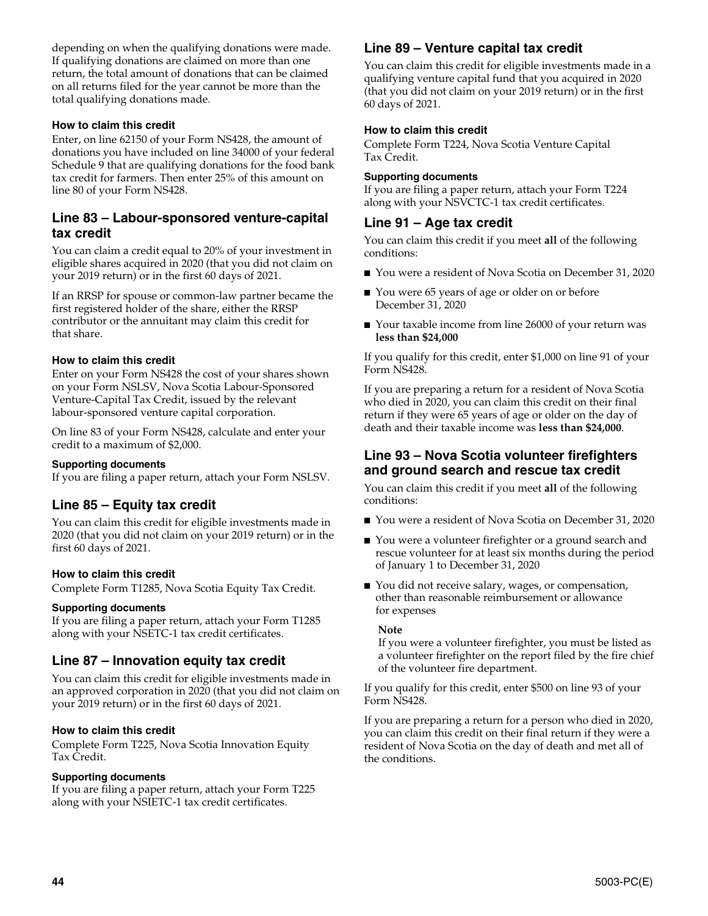depending on when the qualifying donations were made. If qualifying donations are claimed on more than one return, the total amount of donations that can be claimed on all returns filed for the year cannot be more than the total qualifying donations made.

#### How to claim this credit

Enter, on line 62150 of your Form NS428, the amount of donations you have included on line 34000 of your federal Schedule 9 that are qualifying donations for the food bank tax credit for farmers. Then enter 25% of this amount on line 80 of your Form NS428.

### Line 83 – Labour-sponsored venture-capital tax credit

You can claim a credit equal to 20% of your investment in eligible shares acquired in 2020 (that you did not claim on your 2019 return) or in the first 60 days of 2021.

If an RRSP for spouse or common-law partner became the first registered holder of the share, either the RRSP contributor or the annuitant may claim this credit for that share.

#### How to claim this credit

Enter on your Form NS428 the cost of your shares shown on your Form NSLSV, Nova Scotia Labour-Sponsored Venture-Capital Tax Credit, issued by the relevant labour-sponsored venture capital corporation.

On line 83 of your Form NS428, calculate and enter your credit to a maximum of $2,000.

#### Supporting documents

If you are filing a paper return, attach your Form NSLSV.

### Line 85 – Equity tax credit

You can claim this credit for eligible investments made in 2020 (that you did not claim on your 2019 return) or in the first 60 days of 2021.

#### How to claim this credit

Complete Form T1285, Nova Scotia Equity Tax Credit.

#### Supporting documents

If you are filing a paper return, attach your Form T1285 along with your NSETC-1 tax credit certificates.

### Line 87 – Innovation equity tax credit

You can claim this credit for eligible investments made in an approved corporation in 2020 (that you did not claim on your 2019 return) or in the first 60 days of 2021.

#### How to claim this credit

Complete Form T225, Nova Scotia Innovation Equity Tax Credit.

#### Supporting documents

If you are filing a paper return, attach your Form T225 along with your NSIETC-1 tax credit certificates.

### Line 89 – Venture capital tax credit

You can claim this credit for eligible investments made in a qualifying venture capital fund that you acquired in 2020 (that you did not claim on your 2019 return) or in the first 60 days of 2021.

#### How to claim this credit

Complete Form T224, Nova Scotia Venture Capital Tax Credit.

#### Supporting documents

If you are filing a paper return, attach your Form T224 along with your NSVCTC-1 tax credit certificates.

### Line 91 – Age tax credit

You can claim this credit if you meet **all** of the following conditions:

- You were a resident of Nova Scotia on December 31, 2020
- You were 65 years of age or older on or before December 31, 2020
- Your taxable income from line 26000 of your return was **less than $24,000**

If you qualify for this credit, enter $1,000 on line 91 of your Form NS428.

If you are preparing a return for a resident of Nova Scotia who died in 2020, you can claim this credit on their final return if they were 65 years of age or older on the day of death and their taxable income was **less than $24,000**.

### Line 93 – Nova Scotia volunteer firefighters and ground search and rescue tax credit

You can claim this credit if you meet **all** of the following conditions:

- You were a resident of Nova Scotia on December 31, 2020
- You were a volunteer firefighter or a ground search and rescue volunteer for at least six months during the period of January 1 to December 31, 2020
- You did not receive salary, wages, or compensation, other than reasonable reimbursement or allowance for expenses

**Note**
If you were a volunteer firefighter, you must be listed as a volunteer firefighter on the report filed by the fire chief of the volunteer fire department.

If you qualify for this credit, enter $500 on line 93 of your Form NS428.

If you are preparing a return for a person who died in 2020, you can claim this credit on their final return if they were a resident of Nova Scotia on the day of death and met all of the conditions.